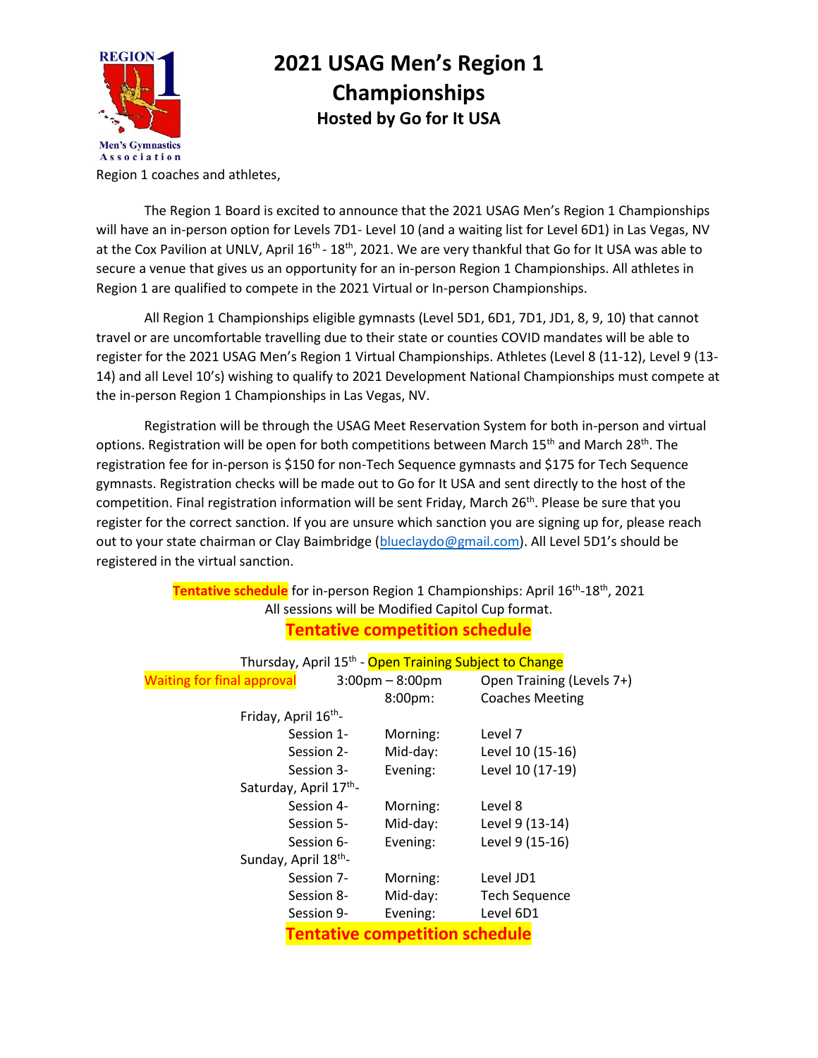# 2021 USAG Men's Region 1 Championships

### Hosted by Go for It USA

Region 1 coaches and athletes,

The Region 1 Board is excited to announce that the 2021 USAG Men's Region 1 Championships will have an in-person option for Levels 7D1- Level 10 (and a waiting list for Level 6D1) in Las Vegas, NV at the Cox Pavilion at UNLV, April 16th - 18th, 2021. We are very thankful that Go for It USA was able to secure a venue that gives us an opportunity for an in-person Region 1 Championships. All athletes in Region 1 are qualified to compete in the 2021 Virtual or In-person Championships.

All Region 1 Championships eligible gymnasts (Level 5D1, 6D1, 7D1, JD1, 8, 9, 10) that cannot travel or are uncomfortable travelling due to their state or counties COVID mandates will be able to register for the 2021 USAG Men's Region 1 Virtual Championships. Athletes (Level 8 (11-12), Level 9 (13-14) and all Level 10's) wishing to qualify to 2021 Development National Championships must compete at the in-person Region 1 Championships in Las Vegas, NV.

Registration will be through the USAG Meet Reservation System for both in-person and virtual options. Registration will be open for both competitions between March 15th and March 28th. The registration fee for in-person is $150 for non-Tech Sequence gymnasts and $175 for Tech Sequence gymnasts. Registration checks will be made out to Go for It USA and sent directly to the host of the competition. Final registration information will be sent Friday, March 26th. Please be sure that you register for the correct sanction. If you are unsure which sanction you are signing up for, please reach out to your state chairman or Clay Baimbridge (blueclaydo@gmail.com). All Level 5D1's should be registered in the virtual sanction.

**Tentative schedule** for in-person Region 1 Championships: April 16th-18th, 2021
All sessions will be Modified Capitol Cup format.

## Tentative competition schedule

Thursday, April 15th - Open Training Subject to Change

| | | | |
|---|---|---|---|
| Waiting for final approval | | 3:00pm – 8:00pm | Open Training (Levels 7+) |
| | | 8:00pm: | Coaches Meeting |
| Friday, April 16th- | | | |
| | Session 1- | Morning: | Level 7 |
| | Session 2- | Mid-day: | Level 10 (15-16) |
| | Session 3- | Evening: | Level 10 (17-19) |
| Saturday, April 17th- | | | |
| | Session 4- | Morning: | Level 8 |
| | Session 5- | Mid-day: | Level 9 (13-14) |
| | Session 6- | Evening: | Level 9 (15-16) |
| Sunday, April 18th- | | | |
| | Session 7- | Morning: | Level JD1 |
| | Session 8- | Mid-day: | Tech Sequence |
| | Session 9- | Evening: | Level 6D1 |

## Tentative competition schedule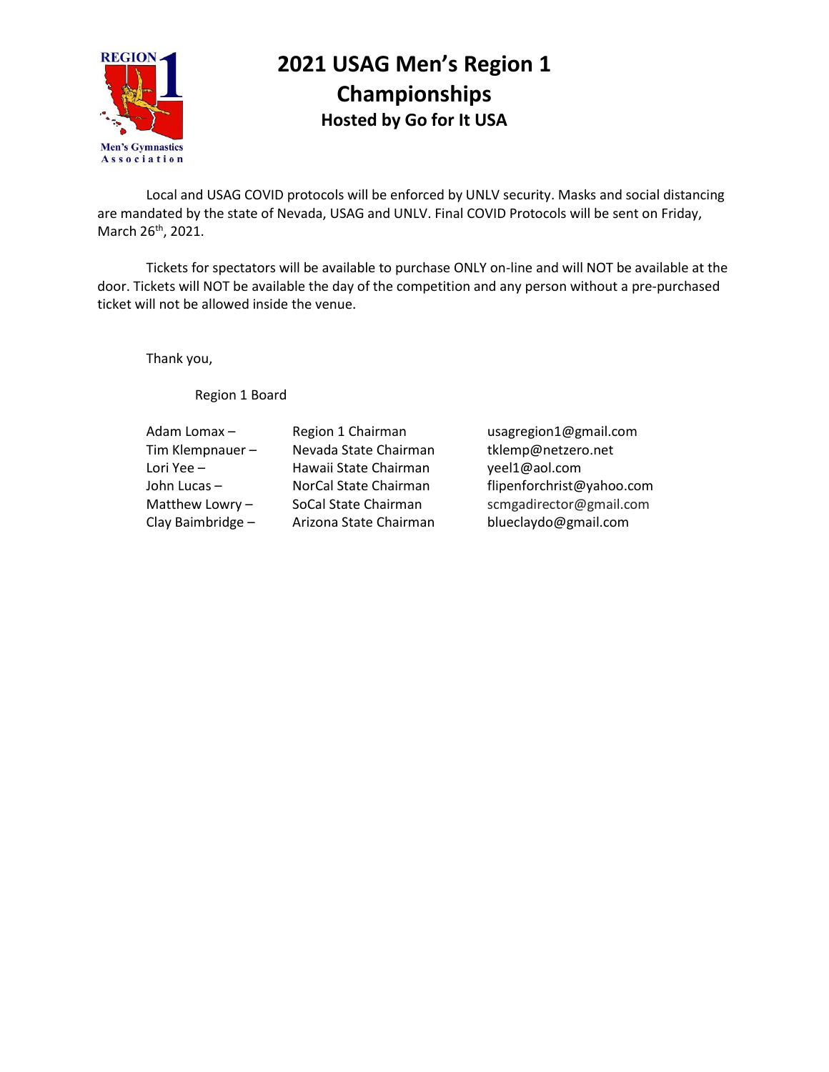# 2021 USAG Men's Region 1 Championships

### Hosted by Go for It USA

Local and USAG COVID protocols will be enforced by UNLV security. Masks and social distancing are mandated by the state of Nevada, USAG and UNLV. Final COVID Protocols will be sent on Friday, March 26th, 2021.

Tickets for spectators will be available to purchase ONLY on-line and will NOT be available at the door. Tickets will NOT be available the day of the competition and any person without a pre-purchased ticket will not be allowed inside the venue.

Thank you,

Region 1 Board

| | | |
|---|---|---|
| Adam Lomax – | Region 1 Chairman | usagregion1@gmail.com |
| Tim Klempnauer – | Nevada State Chairman | tklemp@netzero.net |
| Lori Yee – | Hawaii State Chairman | yeel1@aol.com |
| John Lucas – | NorCal State Chairman | flipenforchrist@yahoo.com |
| Matthew Lowry – | SoCal State Chairman | scmgadirector@gmail.com |
| Clay Baimbridge – | Arizona State Chairman | blueclaydo@gmail.com |